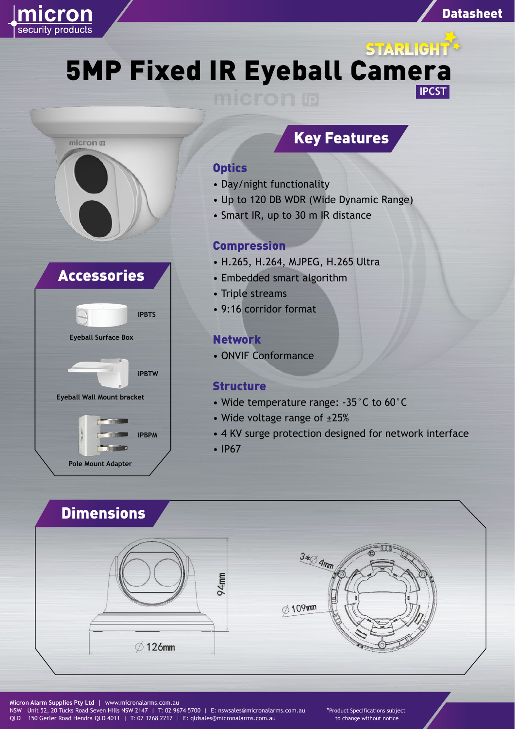micron security products

Datasheet

STARLIGHT

# 5MP Fixed IR Eyeball Camera

IPCST

## Key Features

### Optics

- Day/night functionality
- Up to 120 DB WDR (Wide Dynamic Range)
- Smart IR, up to 30 m IR distance

### Compression

- H.265, H.264, MJPEG, H.265 Ultra
- Embedded smart algorithm
- Triple streams
- 9:16 corridor format

### Network

- ONVIF Conformance

### Structure

- Wide temperature range: -35˚C to 60˚C
- Wide voltage range of ±25%
- 4 KV surge protection designed for network interface
- IP67

## Accessories

**IPBTS**
**Eyeball Surface Box**

**IPBTW**
**Eyeball Wall Mount bracket**

**IPBPM**
**Pole Mount Adapter**

## Dimensions

94mm

∅126mm

3*∅4mm

∅109mm

**Micron Alarm Supplies Pty Ltd** | www.micronalarms.com.au
NSW Unit 52, 20 Tucks Road Seven Hills NSW 2147 | T: 02 9674 5700 | E: nswsales@micronalarms.com.au
QLD 150 Gerler Road Hendra QLD 4011 | T: 07 3268 2217 | E: qldsales@micronalarms.com.au

*Product Specifications subject to change without notice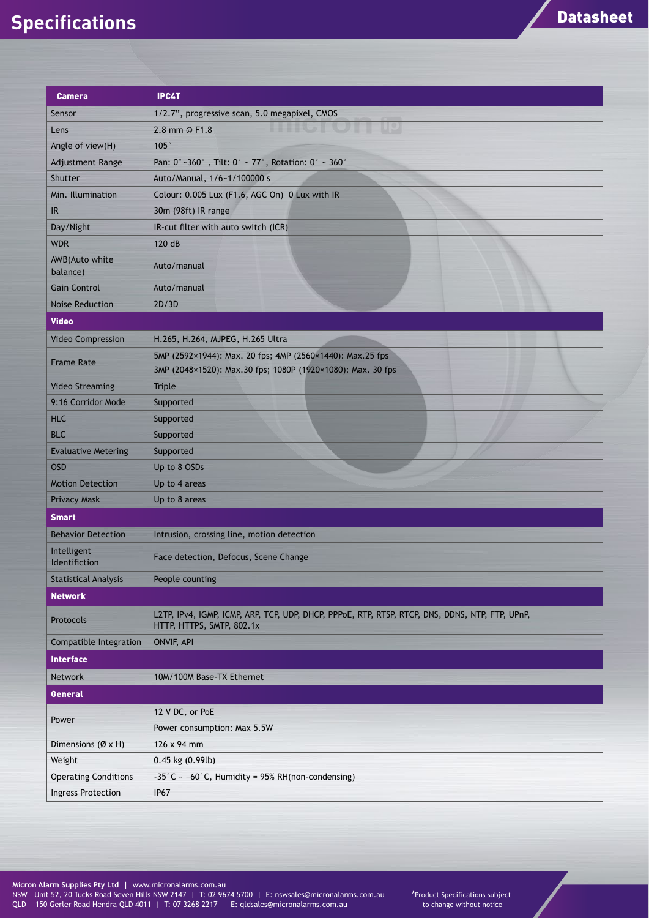# Specifications

| Camera | IPC4T |
|---|---|
| Sensor | 1/2.7", progressive scan, 5.0 megapixel, CMOS |
| Lens | 2.8 mm @ F1.8 |
| Angle of view(H) | 105° |
| Adjustment Range | Pan: 0°~360° , Tilt: 0° ~ 77°, Rotation: 0° ~ 360° |
| Shutter | Auto/Manual, 1/6~1/100000 s |
| Min. Illumination | Colour: 0.005 Lux (F1.6, AGC On) 0 Lux with IR |
| IR | 30m (98ft) IR range |
| Day/Night | IR-cut filter with auto switch (ICR) |
| WDR | 120 dB |
| AWB(Auto white balance) | Auto/manual |
| Gain Control | Auto/manual |
| Noise Reduction | 2D/3D |
| **Video** | |
| Video Compression | H.265, H.264, MJPEG, H.265 Ultra |
| Frame Rate | 5MP (2592×1944): Max. 20 fps; 4MP (2560×1440): Max.25 fps<br>3MP (2048×1520): Max.30 fps; 1080P (1920×1080): Max. 30 fps |
| Video Streaming | Triple |
| 9:16 Corridor Mode | Supported |
| HLC | Supported |
| BLC | Supported |
| Evaluative Metering | Supported |
| OSD | Up to 8 OSDs |
| Motion Detection | Up to 4 areas |
| Privacy Mask | Up to 8 areas |
| **Smart** | |
| Behavior Detection | Intrusion, crossing line, motion detection |
| Intelligent Identifiction | Face detection, Defocus, Scene Change |
| Statistical Analysis | People counting |
| **Network** | |
| Protocols | L2TP, IPv4, IGMP, ICMP, ARP, TCP, UDP, DHCP, PPPoE, RTP, RTSP, RTCP, DNS, DDNS, NTP, FTP, UPnP, HTTP, HTTPS, SMTP, 802.1x |
| Compatible Integration | ONVIF, API |
| **Interface** | |
| Network | 10M/100M Base-TX Ethernet |
| **General** | |
| Power | 12 V DC, or PoE<br>Power consumption: Max 5.5W |
| Dimensions (Ø x H) | 126 x 94 mm |
| Weight | 0.45 kg (0.99lb) |
| Operating Conditions | -35°C ~ +60°C, Humidity = 95% RH(non-condensing) |
| Ingress Protection | IP67 |

**Micron Alarm Supplies Pty Ltd** | www.micronalarms.com.au
NSW Unit 52, 20 Tucks Road Seven Hills NSW 2147 | T: 02 9674 5700 | E: nswsales@micronalarms.com.au
QLD 150 Gerler Road Hendra QLD 4011 | T: 07 3268 2217 | E: qldsales@micronalarms.com.au

*Product Specifications subject to change without notice